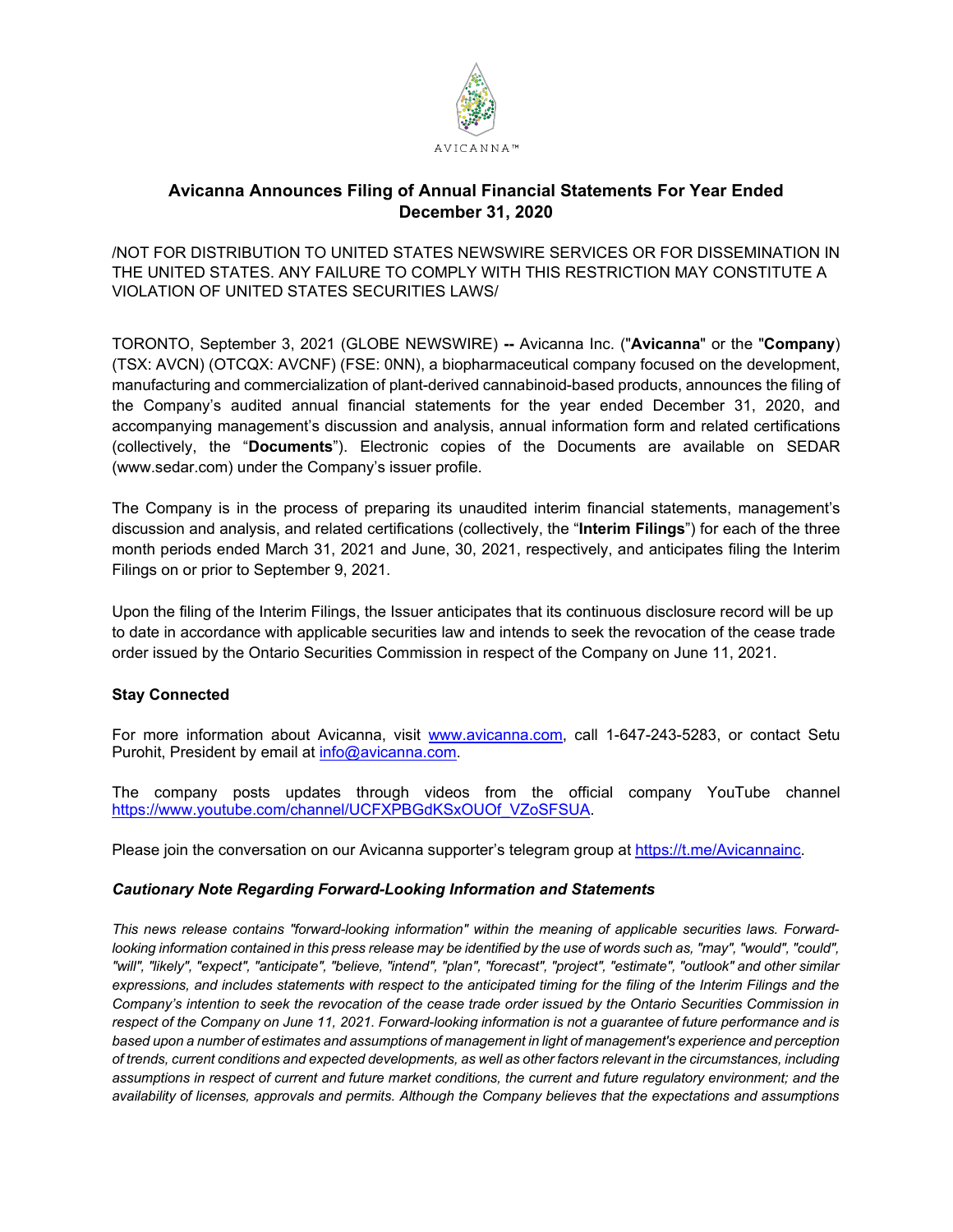AVICANNA™

# Avicanna Announces Filing of Annual Financial Statements For Year Ended December 31, 2020

/NOT FOR DISTRIBUTION TO UNITED STATES NEWSWIRE SERVICES OR FOR DISSEMINATION IN THE UNITED STATES. ANY FAILURE TO COMPLY WITH THIS RESTRICTION MAY CONSTITUTE A VIOLATION OF UNITED STATES SECURITIES LAWS/

TORONTO, September 3, 2021 (GLOBE NEWSWIRE) **--** Avicanna Inc. ("**Avicanna**" or the "**Company**) (TSX: AVCN) (OTCQX: AVCNF) (FSE: 0NN), a biopharmaceutical company focused on the development, manufacturing and commercialization of plant-derived cannabinoid-based products, announces the filing of the Company's audited annual financial statements for the year ended December 31, 2020, and accompanying management's discussion and analysis, annual information form and related certifications (collectively, the "**Documents**"). Electronic copies of the Documents are available on SEDAR (www.sedar.com) under the Company's issuer profile.

The Company is in the process of preparing its unaudited interim financial statements, management's discussion and analysis, and related certifications (collectively, the "**Interim Filings**") for each of the three month periods ended March 31, 2021 and June, 30, 2021, respectively, and anticipates filing the Interim Filings on or prior to September 9, 2021.

Upon the filing of the Interim Filings, the Issuer anticipates that its continuous disclosure record will be up to date in accordance with applicable securities law and intends to seek the revocation of the cease trade order issued by the Ontario Securities Commission in respect of the Company on June 11, 2021.

**Stay Connected**

For more information about Avicanna, visit www.avicanna.com, call 1-647-243-5283, or contact Setu Purohit, President by email at info@avicanna.com.

The company posts updates through videos from the official company YouTube channel https://www.youtube.com/channel/UCFXPBGdKSxOUOf_VZoSFSUA.

Please join the conversation on our Avicanna supporter's telegram group at https://t.me/Avicannainc.

***Cautionary Note Regarding Forward-Looking Information and Statements***

*This news release contains "forward-looking information" within the meaning of applicable securities laws. Forward-looking information contained in this press release may be identified by the use of words such as, "may", "would", "could", "will", "likely", "expect", "anticipate", "believe, "intend", "plan", "forecast", "project", "estimate", "outlook" and other similar expressions, and includes statements with respect to the anticipated timing for the filing of the Interim Filings and the Company's intention to seek the revocation of the cease trade order issued by the Ontario Securities Commission in respect of the Company on June 11, 2021. Forward-looking information is not a guarantee of future performance and is based upon a number of estimates and assumptions of management in light of management's experience and perception of trends, current conditions and expected developments, as well as other factors relevant in the circumstances, including assumptions in respect of current and future market conditions, the current and future regulatory environment; and the availability of licenses, approvals and permits. Although the Company believes that the expectations and assumptions*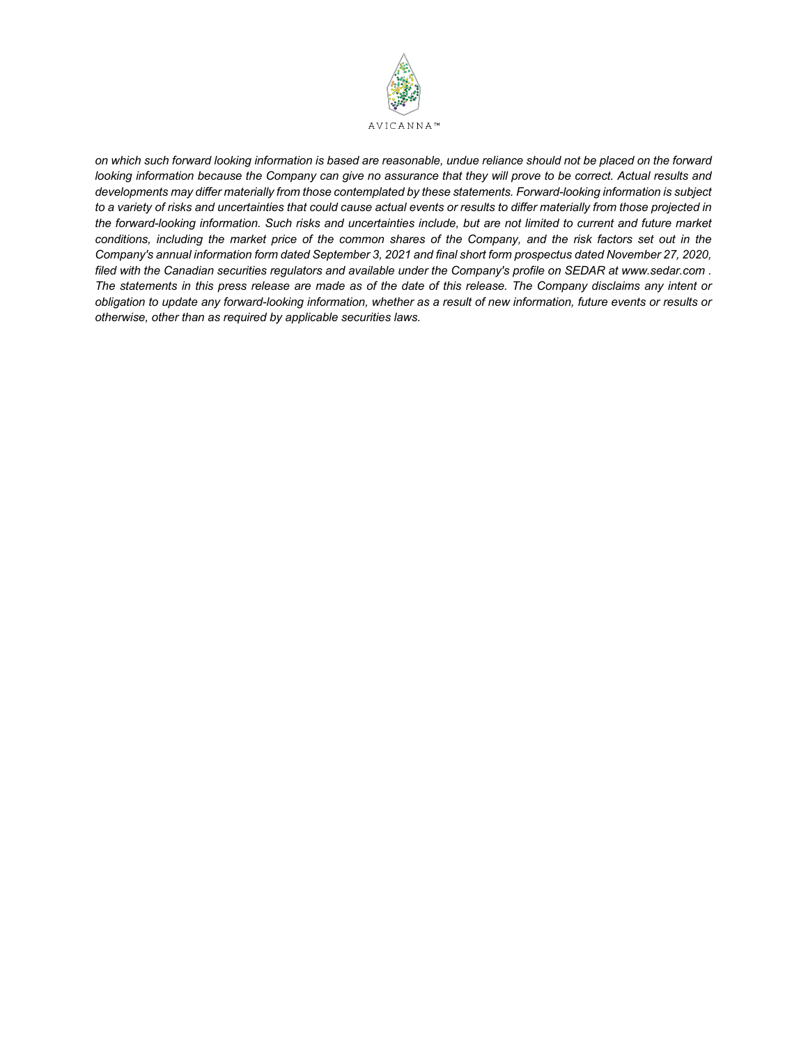*on which such forward looking information is based are reasonable, undue reliance should not be placed on the forward looking information because the Company can give no assurance that they will prove to be correct. Actual results and developments may differ materially from those contemplated by these statements. Forward-looking information is subject to a variety of risks and uncertainties that could cause actual events or results to differ materially from those projected in the forward-looking information. Such risks and uncertainties include, but are not limited to current and future market conditions, including the market price of the common shares of the Company, and the risk factors set out in the Company's annual information form dated September 3, 2021 and final short form prospectus dated November 27, 2020, filed with the Canadian securities regulators and available under the Company's profile on SEDAR at www.sedar.com . The statements in this press release are made as of the date of this release. The Company disclaims any intent or obligation to update any forward-looking information, whether as a result of new information, future events or results or otherwise, other than as required by applicable securities laws.*